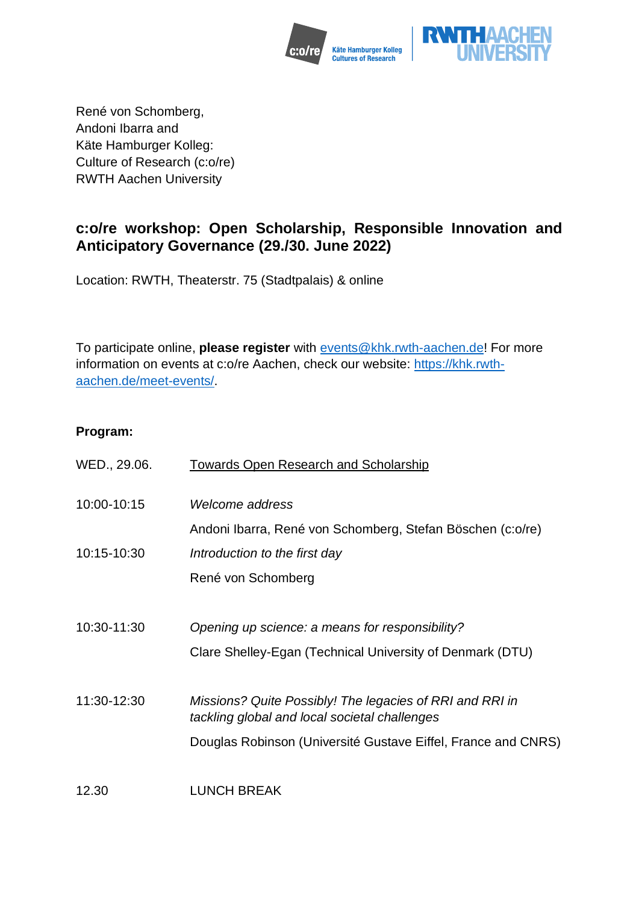René von Schomberg,
Andoni Ibarra and
Käte Hamburger Kolleg:
Culture of Research (c:o/re)
RWTH Aachen University

## c:o/re workshop: Open Scholarship, Responsible Innovation and Anticipatory Governance (29./30. June 2022)

Location: RWTH, Theaterstr. 75 (Stadtpalais) & online

To participate online, **please register** with events@khk.rwth-aachen.de! For more information on events at c:o/re Aachen, check our website: https://khk.rwth-aachen.de/meet-events/.

**Program:**

| | |
|---|---|
| WED., 29.06. | Towards Open Research and Scholarship |
| 10:00-10:15 | *Welcome address*<br>Andoni Ibarra, René von Schomberg, Stefan Böschen (c:o/re) |
| 10:15-10:30 | *Introduction to the first day*<br>René von Schomberg |
| 10:30-11:30 | *Opening up science: a means for responsibility?*<br>Clare Shelley-Egan (Technical University of Denmark (DTU) |
| 11:30-12:30 | *Missions? Quite Possibly! The legacies of RRI and RRI in tackling global and local societal challenges*<br>Douglas Robinson (Université Gustave Eiffel, France and CNRS) |
| 12.30 | LUNCH BREAK |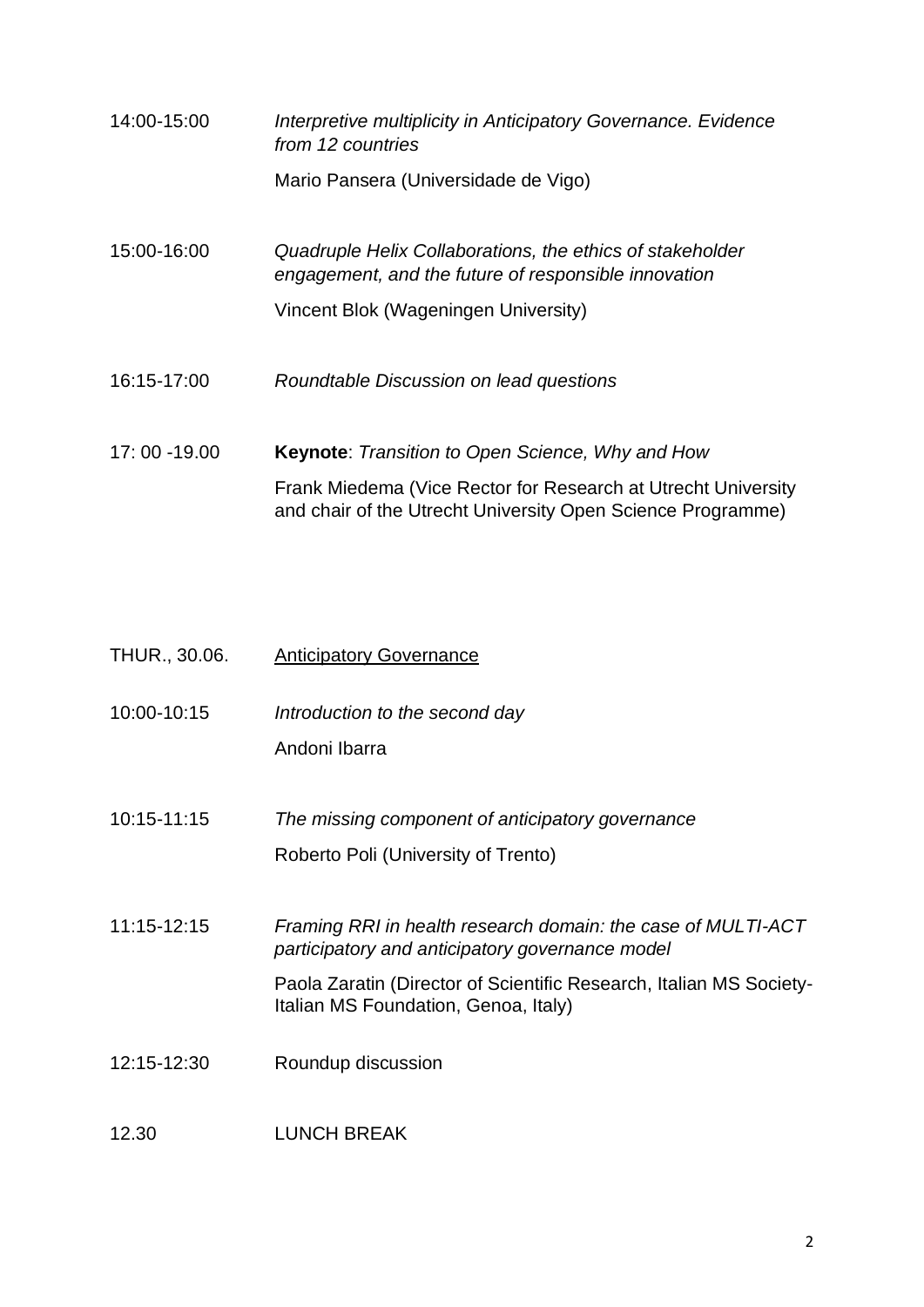14:00-15:00 *Interpretive multiplicity in Anticipatory Governance. Evidence from 12 countries*

Mario Pansera (Universidade de Vigo)

15:00-16:00 *Quadruple Helix Collaborations, the ethics of stakeholder engagement, and the future of responsible innovation*

Vincent Blok (Wageningen University)

16:15-17:00 *Roundtable Discussion on lead questions*

17: 00 -19.00 **Keynote**: *Transition to Open Science, Why and How*

Frank Miedema (Vice Rector for Research at Utrecht University and chair of the Utrecht University Open Science Programme)

THUR., 30.06. <u>Anticipatory Governance</u>

10:00-10:15 *Introduction to the second day*

Andoni Ibarra

10:15-11:15 *The missing component of anticipatory governance*

Roberto Poli (University of Trento)

11:15-12:15 *Framing RRI in health research domain: the case of MULTI-ACT participatory and anticipatory governance model*

Paola Zaratin (Director of Scientific Research, Italian MS Society-Italian MS Foundation, Genoa, Italy)

12:15-12:30 Roundup discussion

12.30 LUNCH BREAK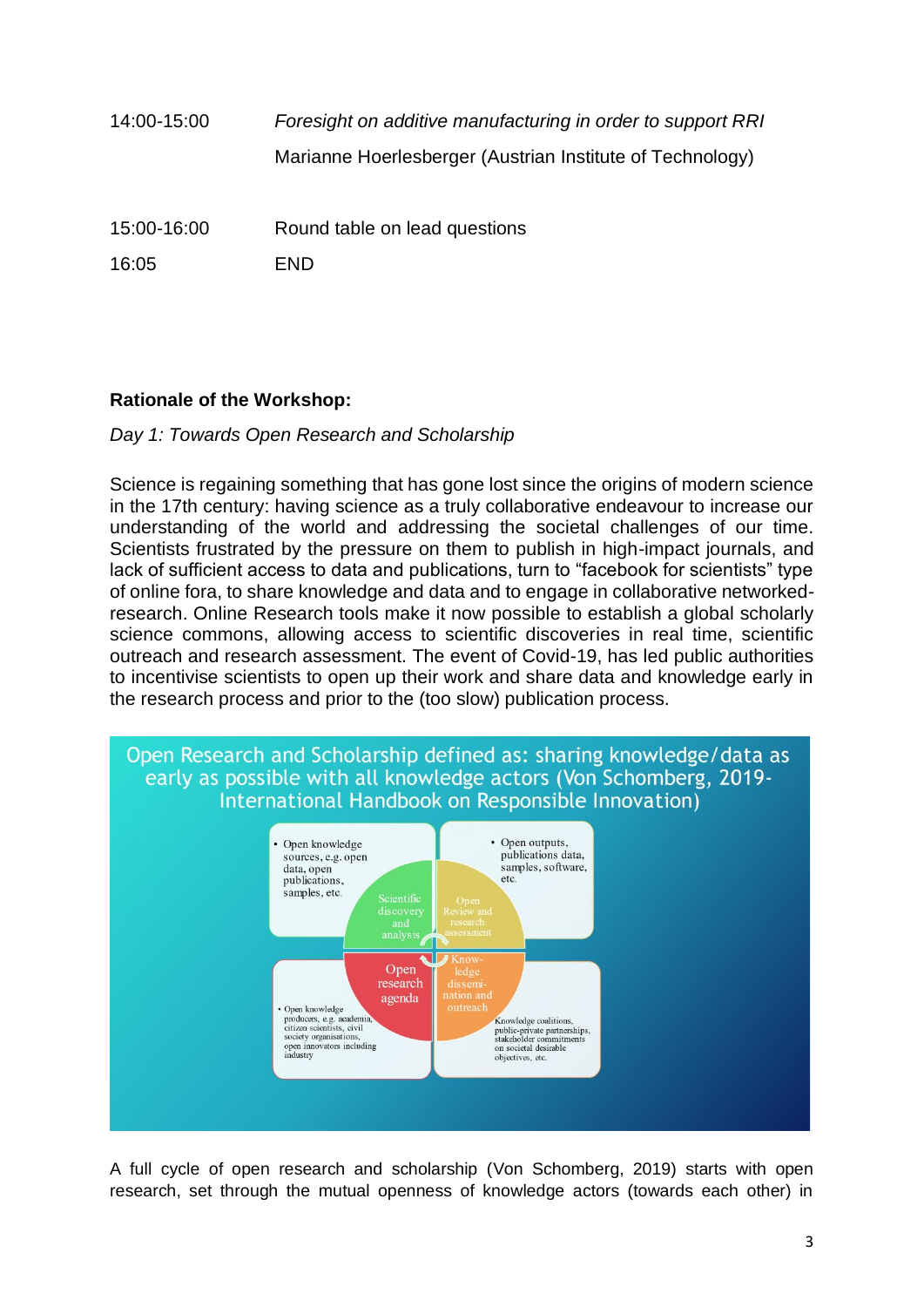| | |
|---|---|
| 14:00-15:00 | *Foresight on additive manufacturing in order to support RRI* |
| | Marianne Hoerlesberger (Austrian Institute of Technology) |
| 15:00-16:00 | Round table on lead questions |
| 16:05 | END |

**Rationale of the Workshop:**

*Day 1: Towards Open Research and Scholarship*

Science is regaining something that has gone lost since the origins of modern science in the 17th century: having science as a truly collaborative endeavour to increase our understanding of the world and addressing the societal challenges of our time. Scientists frustrated by the pressure on them to publish in high-impact journals, and lack of sufficient access to data and publications, turn to “facebook for scientists” type of online fora, to share knowledge and data and to engage in collaborative networked-research. Online Research tools make it now possible to establish a global scholarly science commons, allowing access to scientific discoveries in real time, scientific outreach and research assessment. The event of Covid-19, has led public authorities to incentivise scientists to open up their work and share data and knowledge early in the research process and prior to the (too slow) publication process.

Open Research and Scholarship defined as: sharing knowledge/data as early as possible with all knowledge actors (Von Schomberg, 2019- International Handbook on Responsible Innovation)

- Open knowledge sources, e.g. open data, open publications, samples, etc.
- Open outputs, publications data, samples, software, etc.

Scientific discovery and analysis | Open Review and research assessment | Open research agenda | Know-ledge dissemi-nation and outreach

- Open knowledge producers, e.g. academia, citizen scientists, civil society organisations, open innovators including industry

Knowledge coalitions, public-private partnerships, stakeholder commitments on societal desirable objectives, etc.

A full cycle of open research and scholarship (Von Schomberg, 2019) starts with open research, set through the mutual openness of knowledge actors (towards each other) in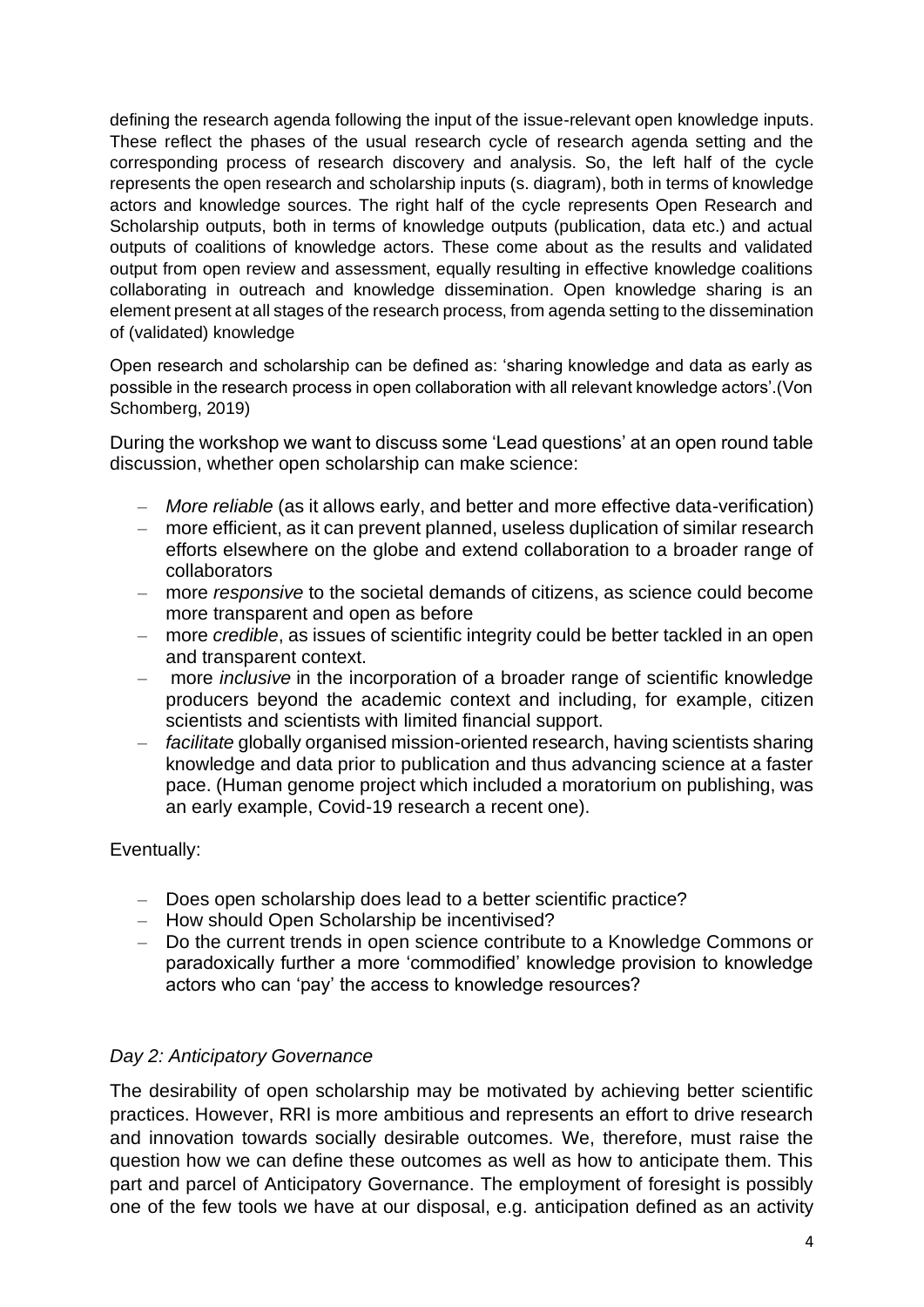defining the research agenda following the input of the issue-relevant open knowledge inputs. These reflect the phases of the usual research cycle of research agenda setting and the corresponding process of research discovery and analysis. So, the left half of the cycle represents the open research and scholarship inputs (s. diagram), both in terms of knowledge actors and knowledge sources. The right half of the cycle represents Open Research and Scholarship outputs, both in terms of knowledge outputs (publication, data etc.) and actual outputs of coalitions of knowledge actors. These come about as the results and validated output from open review and assessment, equally resulting in effective knowledge coalitions collaborating in outreach and knowledge dissemination. Open knowledge sharing is an element present at all stages of the research process, from agenda setting to the dissemination of (validated) knowledge

Open research and scholarship can be defined as: 'sharing knowledge and data as early as possible in the research process in open collaboration with all relevant knowledge actors'.(Von Schomberg, 2019)

During the workshop we want to discuss some 'Lead questions' at an open round table discussion, whether open scholarship can make science:

- *More reliable* (as it allows early, and better and more effective data-verification)
- more efficient, as it can prevent planned, useless duplication of similar research efforts elsewhere on the globe and extend collaboration to a broader range of collaborators
- more *responsive* to the societal demands of citizens, as science could become more transparent and open as before
- more *credible*, as issues of scientific integrity could be better tackled in an open and transparent context.
- more *inclusive* in the incorporation of a broader range of scientific knowledge producers beyond the academic context and including, for example, citizen scientists and scientists with limited financial support.
- *facilitate* globally organised mission-oriented research, having scientists sharing knowledge and data prior to publication and thus advancing science at a faster pace. (Human genome project which included a moratorium on publishing, was an early example, Covid-19 research a recent one).

Eventually:

- Does open scholarship does lead to a better scientific practice?
- How should Open Scholarship be incentivised?
- Do the current trends in open science contribute to a Knowledge Commons or paradoxically further a more 'commodified' knowledge provision to knowledge actors who can 'pay' the access to knowledge resources?

## *Day 2: Anticipatory Governance*

The desirability of open scholarship may be motivated by achieving better scientific practices. However, RRI is more ambitious and represents an effort to drive research and innovation towards socially desirable outcomes. We, therefore, must raise the question how we can define these outcomes as well as how to anticipate them. This part and parcel of Anticipatory Governance. The employment of foresight is possibly one of the few tools we have at our disposal, e.g. anticipation defined as an activity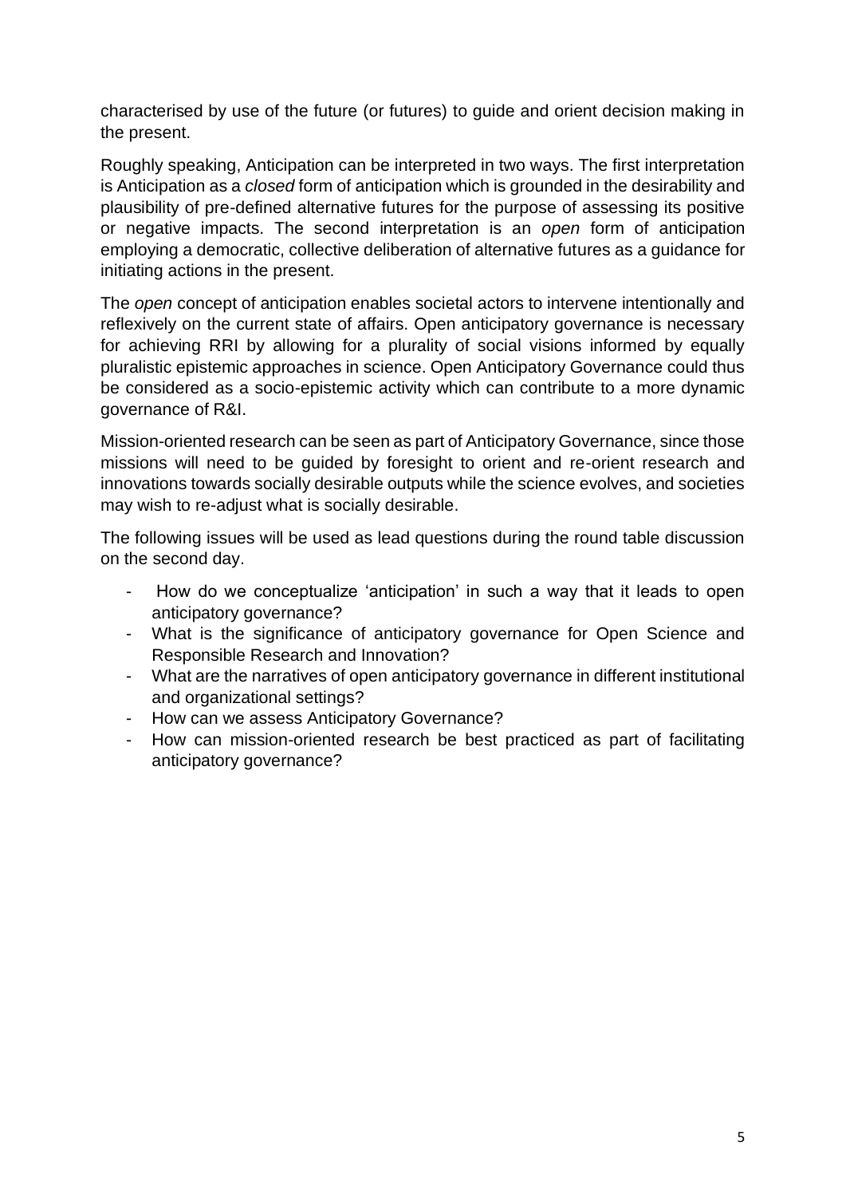characterised by use of the future (or futures) to guide and orient decision making in the present.

Roughly speaking, Anticipation can be interpreted in two ways. The first interpretation is Anticipation as a *closed* form of anticipation which is grounded in the desirability and plausibility of pre-defined alternative futures for the purpose of assessing its positive or negative impacts. The second interpretation is an *open* form of anticipation employing a democratic, collective deliberation of alternative futures as a guidance for initiating actions in the present.

The *open* concept of anticipation enables societal actors to intervene intentionally and reflexively on the current state of affairs. Open anticipatory governance is necessary for achieving RRI by allowing for a plurality of social visions informed by equally pluralistic epistemic approaches in science. Open Anticipatory Governance could thus be considered as a socio-epistemic activity which can contribute to a more dynamic governance of R&I.

Mission-oriented research can be seen as part of Anticipatory Governance, since those missions will need to be guided by foresight to orient and re-orient research and innovations towards socially desirable outputs while the science evolves, and societies may wish to re-adjust what is socially desirable.

The following issues will be used as lead questions during the round table discussion on the second day.

- How do we conceptualize 'anticipation' in such a way that it leads to open anticipatory governance?
- What is the significance of anticipatory governance for Open Science and Responsible Research and Innovation?
- What are the narratives of open anticipatory governance in different institutional and organizational settings?
- How can we assess Anticipatory Governance?
- How can mission-oriented research be best practiced as part of facilitating anticipatory governance?